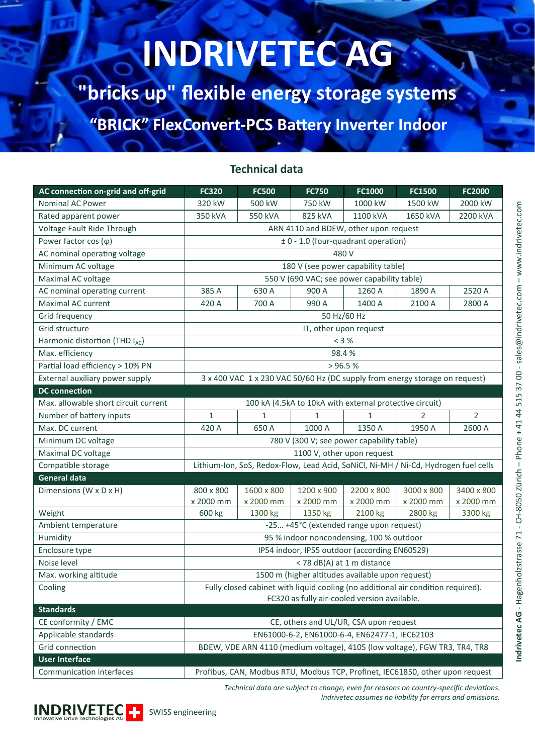# INDRIVETEC AG

## "bricks up" flexible energy storage systems

## "BRICK" FlexConvert-PCS Battery Inverter Indoor

### Technical data

| AC connection on-grid and off-grid | FC320 | FC500 | FC750 | FC1000 | FC1500 | FC2000 |
|---|---|---|---|---|---|---|
| Nominal AC Power | 320 kW | 500 kW | 750 kW | 1000 kW | 1500 kW | 2000 kW |
| Rated apparent power | 350 kVA | 550 kVA | 825 kVA | 1100 kVA | 1650 kVA | 2200 kVA |
| Voltage Fault Ride Through | ARN 4110 and BDEW, other upon request | | | | | |
| Power factor cos (φ) | ± 0 - 1.0 (four-quadrant operation) | | | | | |
| AC nominal operating voltage | 480 V | | | | | |
| Minimum AC voltage | 180 V (see power capability table) | | | | | |
| Maximal AC voltage | 550 V (690 VAC; see power capability table) | | | | | |
| AC nominal operating current | 385 A | 630 A | 900 A | 1260 A | 1890 A | 2520 A |
| Maximal AC current | 420 A | 700 A | 990 A | 1400 A | 2100 A | 2800 A |
| Grid frequency | 50 Hz/60 Hz | | | | | |
| Grid structure | IT, other upon request | | | | | |
| Harmonic distortion (THD $I_{AC}$) | < 3 % | | | | | |
| Max. efficiency | 98.4 % | | | | | |
| Partial load efficiency > 10% PN | > 96.5 % | | | | | |
| External auxiliary power supply | 3 x 400 VAC 1 x 230 VAC 50/60 Hz (DC supply from energy storage on request) | | | | | |
| **DC connection** | | | | | | |
| Max. allowable short circuit current | 100 kA (4.5kA to 10kA with external protective circuit) | | | | | |
| Number of battery inputs | 1 | 1 | 1 | 1 | 2 | 2 |
| Max. DC current | 420 A | 650 A | 1000 A | 1350 A | 1950 A | 2600 A |
| Minimum DC voltage | 780 V (300 V; see power capability table) | | | | | |
| Maximal DC voltage | 1100 V, other upon request | | | | | |
| Compatible storage | Lithium-Ion, SoS, Redox-Flow, Lead Acid, SoNiCl, Ni-MH / Ni-Cd, Hydrogen fuel cells | | | | | |
| **General data** | | | | | | |
| Dimensions (W x D x H) | 800 x 800 x 2000 mm | 1600 x 800 x 2000 mm | 1200 x 900 x 2000 mm | 2200 x 800 x 2000 mm | 3000 x 800 x 2000 mm | 3400 x 800 x 2000 mm |
| Weight | 600 kg | 1300 kg | 1350 kg | 2100 kg | 2800 kg | 3300 kg |
| Ambient temperature | -25… +45°C (extended range upon request) | | | | | |
| Humidity | 95 % indoor noncondensing, 100 % outdoor | | | | | |
| Enclosure type | IP54 indoor, IP55 outdoor (according EN60529) | | | | | |
| Noise level | < 78 dB(A) at 1 m distance | | | | | |
| Max. working altitude | 1500 m (higher altitudes available upon request) | | | | | |
| Cooling | Fully closed cabinet with liquid cooling (no additional air condition required). FC320 as fully air-cooled version available. | | | | | |
| **Standards** | | | | | | |
| CE conformity / EMC | CE, others and UL/UR, CSA upon request | | | | | |
| Applicable standards | EN61000-6-2, EN61000-6-4, EN62477-1, IEC62103 | | | | | |
| Grid connection | BDEW, VDE ARN 4110 (medium voltage), 4105 (low voltage), FGW TR3, TR4, TR8 | | | | | |
| **User Interface** | | | | | | |
| Communication interfaces | Profibus, CAN, Modbus RTU, Modbus TCP, Profinet, IEC61850, other upon request | | | | | |

*Technical data are subject to change, even for reasons on country-specific deviations.*
*Indrivetec assumes no liability for errors and omissions.*

INDRIVETEC Innovative Drive Technologies AG — SWISS engineering

**Indrivetec AG** - Hagenholzstrasse 71 - CH-8050 Zürich – Phone +41 44 515 37 00 - sales@indrivetec.com – www.indrivetec.com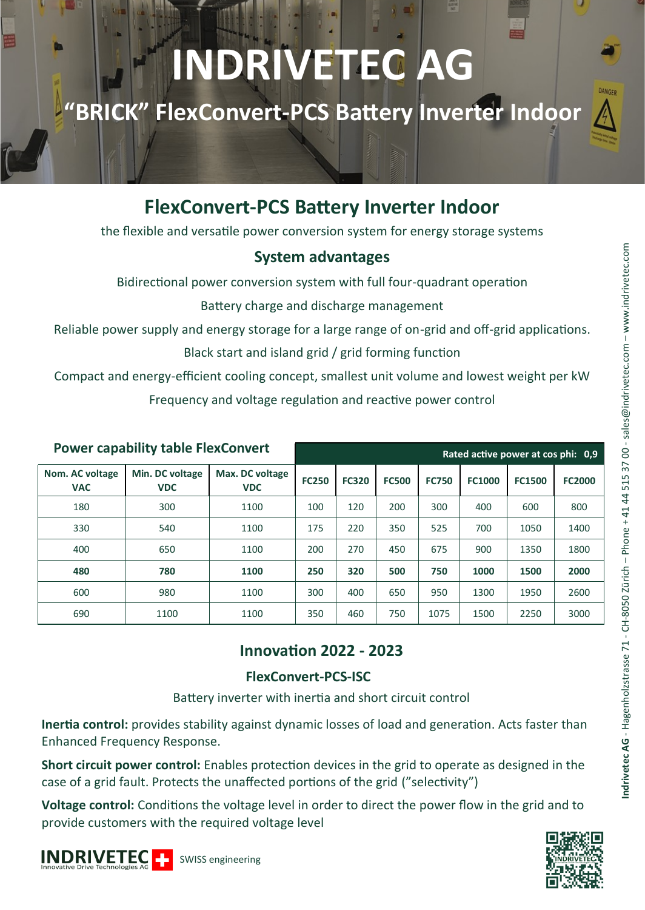# INDRIVETEC AG

## "BRICK" FlexConvert-PCS Battery Inverter Indoor

## FlexConvert-PCS Battery Inverter Indoor

the flexible and versatile power conversion system for energy storage systems

### System advantages

Bidirectional power conversion system with full four-quadrant operation

Battery charge and discharge management

Reliable power supply and energy storage for a large range of on-grid and off-grid applications.

Black start and island grid / grid forming function

Compact and energy-efficient cooling concept, smallest unit volume and lowest weight per kW

Frequency and voltage regulation and reactive power control

**Power capability table FlexConvert**

| | | | Rated active power at cos phi: 0,9 | | | | | | |
|---|---|---|---|---|---|---|---|---|---|
| **Nom. AC voltage VAC** | **Min. DC voltage VDC** | **Max. DC voltage VDC** | **FC250** | **FC320** | **FC500** | **FC750** | **FC1000** | **FC1500** | **FC2000** |
| 180 | 300 | 1100 | 100 | 120 | 200 | 300 | 400 | 600 | 800 |
| 330 | 540 | 1100 | 175 | 220 | 350 | 525 | 700 | 1050 | 1400 |
| 400 | 650 | 1100 | 200 | 270 | 450 | 675 | 900 | 1350 | 1800 |
| **480** | **780** | **1100** | **250** | **320** | **500** | **750** | **1000** | **1500** | **2000** |
| 600 | 980 | 1100 | 300 | 400 | 650 | 950 | 1300 | 1950 | 2600 |
| 690 | 1100 | 1100 | 350 | 460 | 750 | 1075 | 1500 | 2250 | 3000 |

## Innovation 2022 - 2023

### FlexConvert-PCS-ISC

Battery inverter with inertia and short circuit control

**Inertia control:** provides stability against dynamic losses of load and generation. Acts faster than Enhanced Frequency Response.

**Short circuit power control:** Enables protection devices in the grid to operate as designed in the case of a grid fault. Protects the unaffected portions of the grid ("selectivity")

**Voltage control:** Conditions the voltage level in order to direct the power flow in the grid and to provide customers with the required voltage level

INDRIVETEC Innovative Drive Technologies AG – SWISS engineering

**Indrivetec AG** - Hagenholzstrasse 71 - CH-8050 Zürich – Phone +41 44 515 37 00 - sales@indrivetec.com – www.indrivetec.com